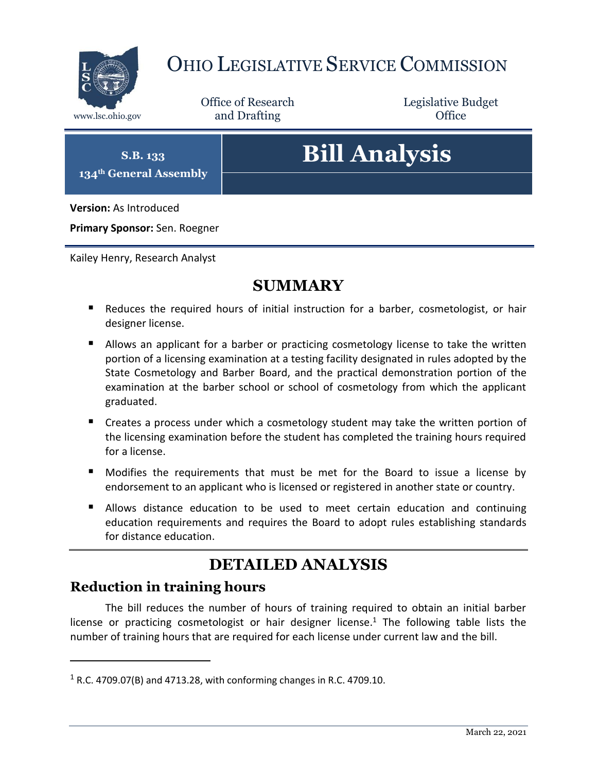# OHIO LEGISLATIVE SERVICE COMMISSION

www.lsc.ohio.gov

Office of Research and Drafting

Legislative Budget Office

**S.B. 133**
**134th General Assembly**

# Bill Analysis

**Version:** As Introduced

**Primary Sponsor:** Sen. Roegner

Kailey Henry, Research Analyst

## SUMMARY

- Reduces the required hours of initial instruction for a barber, cosmetologist, or hair designer license.
- Allows an applicant for a barber or practicing cosmetology license to take the written portion of a licensing examination at a testing facility designated in rules adopted by the State Cosmetology and Barber Board, and the practical demonstration portion of the examination at the barber school or school of cosmetology from which the applicant graduated.
- Creates a process under which a cosmetology student may take the written portion of the licensing examination before the student has completed the training hours required for a license.
- Modifies the requirements that must be met for the Board to issue a license by endorsement to an applicant who is licensed or registered in another state or country.
- Allows distance education to be used to meet certain education and continuing education requirements and requires the Board to adopt rules establishing standards for distance education.

## DETAILED ANALYSIS

### Reduction in training hours

The bill reduces the number of hours of training required to obtain an initial barber license or practicing cosmetologist or hair designer license.[1] The following table lists the number of training hours that are required for each license under current law and the bill.

---

[1] R.C. 4709.07(B) and 4713.28, with conforming changes in R.C. 4709.10.

March 22, 2021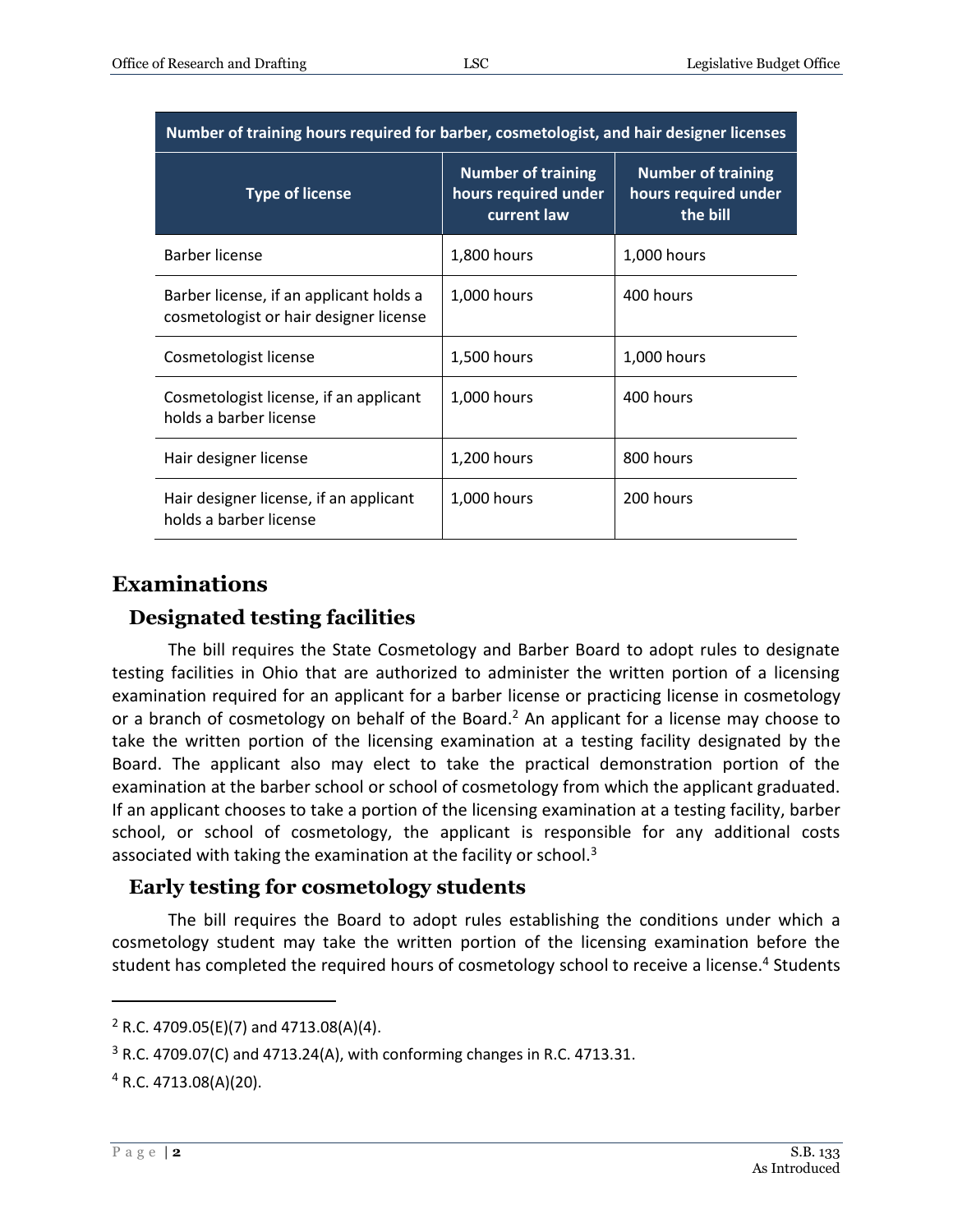| Number of training hours required for barber, cosmetologist, and hair designer licenses | | |
|---|---|---|
| **Type of license** | **Number of training hours required under current law** | **Number of training hours required under the bill** |
| Barber license | 1,800 hours | 1,000 hours |
| Barber license, if an applicant holds a cosmetologist or hair designer license | 1,000 hours | 400 hours |
| Cosmetologist license | 1,500 hours | 1,000 hours |
| Cosmetologist license, if an applicant holds a barber license | 1,000 hours | 400 hours |
| Hair designer license | 1,200 hours | 800 hours |
| Hair designer license, if an applicant holds a barber license | 1,000 hours | 200 hours |

# Examinations

## Designated testing facilities

The bill requires the State Cosmetology and Barber Board to adopt rules to designate testing facilities in Ohio that are authorized to administer the written portion of a licensing examination required for an applicant for a barber license or practicing license in cosmetology or a branch of cosmetology on behalf of the Board.[2] An applicant for a license may choose to take the written portion of the licensing examination at a testing facility designated by the Board. The applicant also may elect to take the practical demonstration portion of the examination at the barber school or school of cosmetology from which the applicant graduated. If an applicant chooses to take a portion of the licensing examination at a testing facility, barber school, or school of cosmetology, the applicant is responsible for any additional costs associated with taking the examination at the facility or school.[3]

## Early testing for cosmetology students

The bill requires the Board to adopt rules establishing the conditions under which a cosmetology student may take the written portion of the licensing examination before the student has completed the required hours of cosmetology school to receive a license.[4] Students

---

[2] R.C. 4709.05(E)(7) and 4713.08(A)(4).

[3] R.C. 4709.07(C) and 4713.24(A), with conforming changes in R.C. 4713.31.

[4] R.C. 4713.08(A)(20).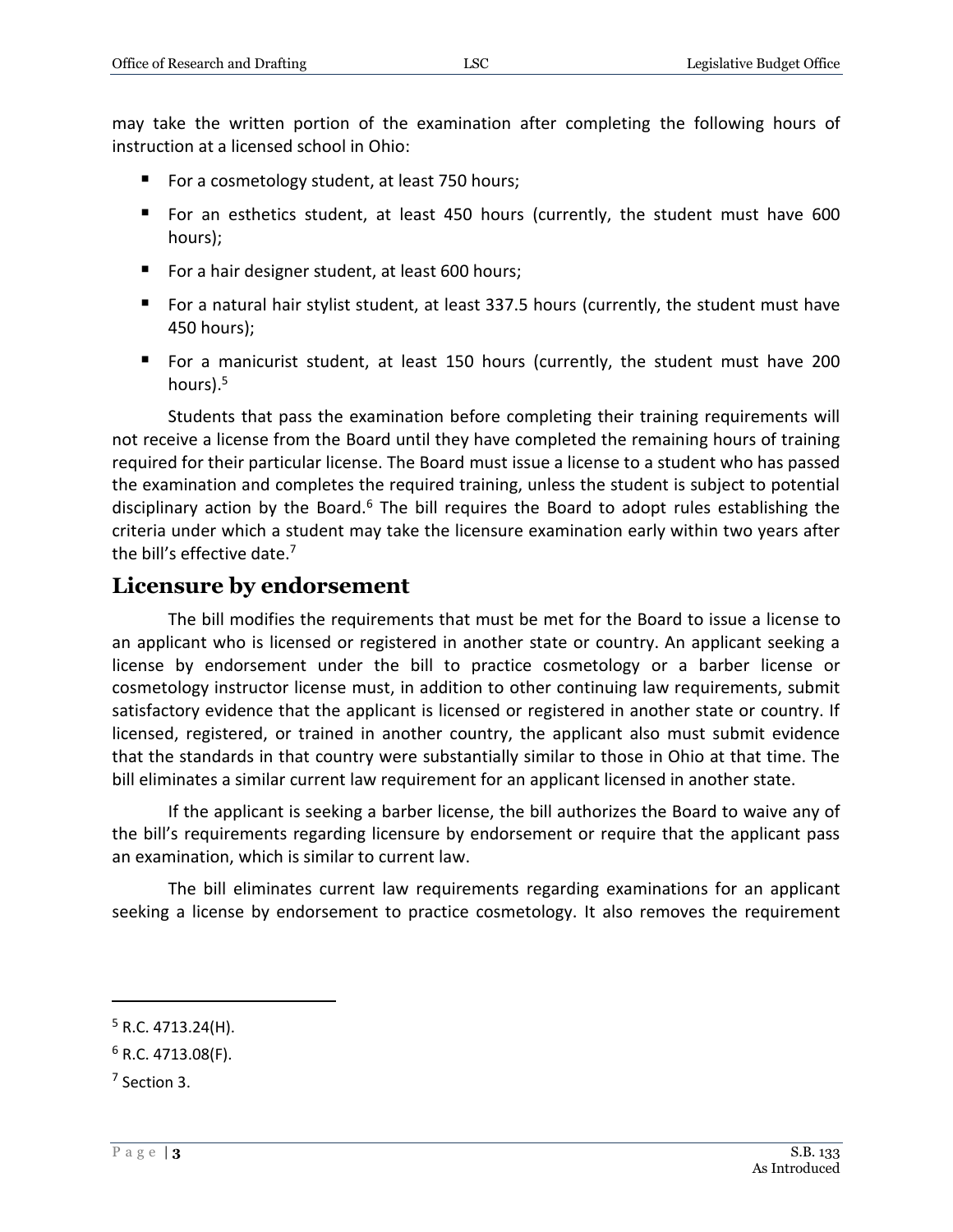may take the written portion of the examination after completing the following hours of instruction at a licensed school in Ohio:

- For a cosmetology student, at least 750 hours;
- For an esthetics student, at least 450 hours (currently, the student must have 600 hours);
- For a hair designer student, at least 600 hours;
- For a natural hair stylist student, at least 337.5 hours (currently, the student must have 450 hours);
- For a manicurist student, at least 150 hours (currently, the student must have 200 hours).[5]

Students that pass the examination before completing their training requirements will not receive a license from the Board until they have completed the remaining hours of training required for their particular license. The Board must issue a license to a student who has passed the examination and completes the required training, unless the student is subject to potential disciplinary action by the Board.[6] The bill requires the Board to adopt rules establishing the criteria under which a student may take the licensure examination early within two years after the bill's effective date.[7]

## Licensure by endorsement

The bill modifies the requirements that must be met for the Board to issue a license to an applicant who is licensed or registered in another state or country. An applicant seeking a license by endorsement under the bill to practice cosmetology or a barber license or cosmetology instructor license must, in addition to other continuing law requirements, submit satisfactory evidence that the applicant is licensed or registered in another state or country. If licensed, registered, or trained in another country, the applicant also must submit evidence that the standards in that country were substantially similar to those in Ohio at that time. The bill eliminates a similar current law requirement for an applicant licensed in another state.

If the applicant is seeking a barber license, the bill authorizes the Board to waive any of the bill's requirements regarding licensure by endorsement or require that the applicant pass an examination, which is similar to current law.

The bill eliminates current law requirements regarding examinations for an applicant seeking a license by endorsement to practice cosmetology. It also removes the requirement

[5] R.C. 4713.24(H).

[6] R.C. 4713.08(F).

[7] Section 3.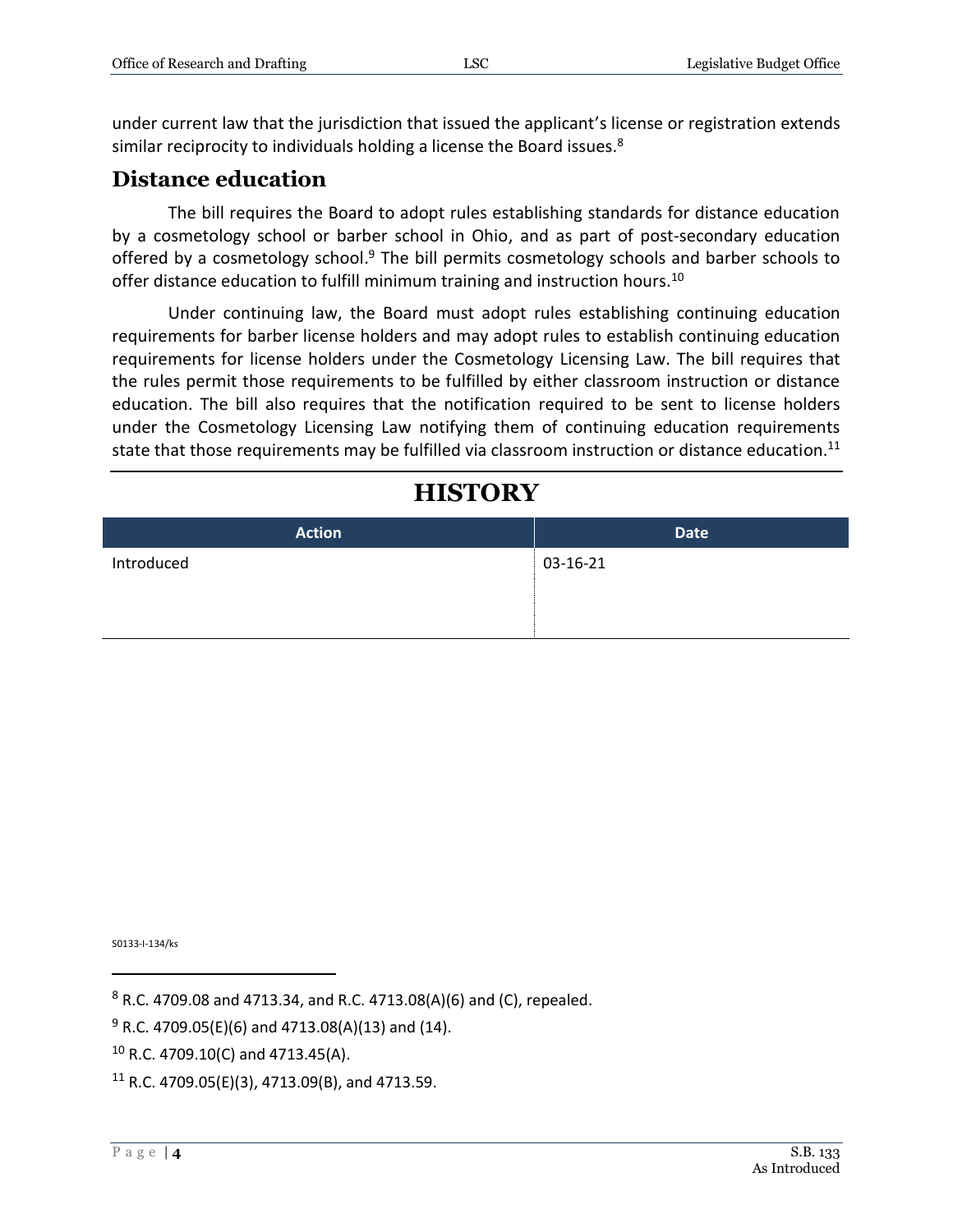under current law that the jurisdiction that issued the applicant's license or registration extends similar reciprocity to individuals holding a license the Board issues.[8]

## Distance education

The bill requires the Board to adopt rules establishing standards for distance education by a cosmetology school or barber school in Ohio, and as part of post-secondary education offered by a cosmetology school.[9] The bill permits cosmetology schools and barber schools to offer distance education to fulfill minimum training and instruction hours.[10]

Under continuing law, the Board must adopt rules establishing continuing education requirements for barber license holders and may adopt rules to establish continuing education requirements for license holders under the Cosmetology Licensing Law. The bill requires that the rules permit those requirements to be fulfilled by either classroom instruction or distance education. The bill also requires that the notification required to be sent to license holders under the Cosmetology Licensing Law notifying them of continuing education requirements state that those requirements may be fulfilled via classroom instruction or distance education.[11]

# HISTORY

| Action | Date |
|---|---|
| Introduced | 03-16-21 |

S0133-I-134/ks

---

[8] R.C. 4709.08 and 4713.34, and R.C. 4713.08(A)(6) and (C), repealed.

[9] R.C. 4709.05(E)(6) and 4713.08(A)(13) and (14).

[10] R.C. 4709.10(C) and 4713.45(A).

[11] R.C. 4709.05(E)(3), 4713.09(B), and 4713.59.